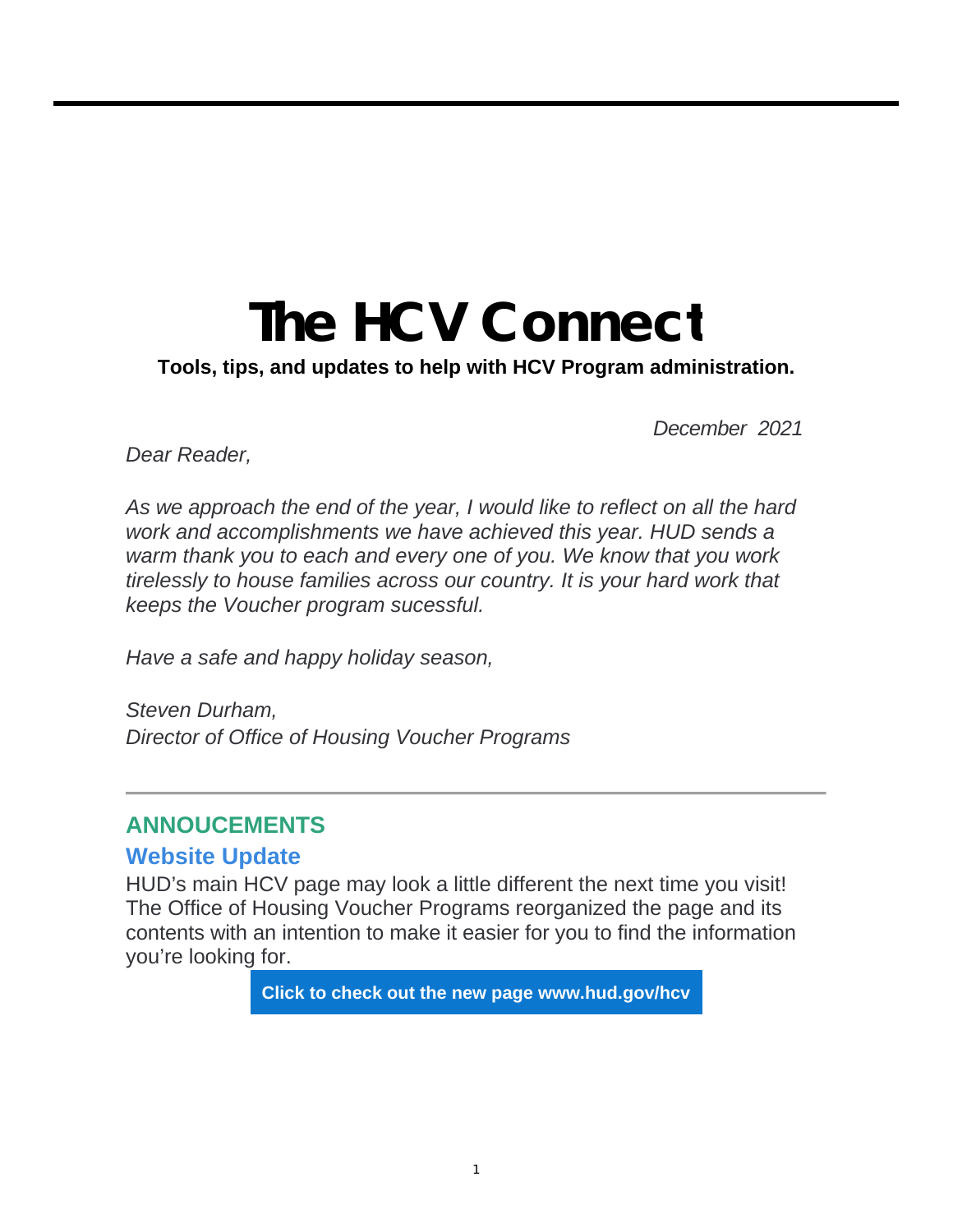# The HCV Connect

**Tools, tips, and updates to help with HCV Program administration.**

*December 2021*

*Dear Reader,*

*As we approach the end of the year, I would like to reflect on all the hard work and accomplishments we have achieved this year. HUD sends a warm thank you to each and every one of you. We know that you work tirelessly to house families across our country. It is your hard work that keeps the Voucher program sucessful.*

*Have a safe and happy holiday season,*

*Steven Durham,*
*Director of Office of Housing Voucher Programs*

---

## ANNOUCEMENTS

### Website Update

HUD's main HCV page may look a little different the next time you visit! The Office of Housing Voucher Programs reorganized the page and its contents with an intention to make it easier for you to find the information you're looking for.

**Click to check out the new page www.hud.gov/hcv**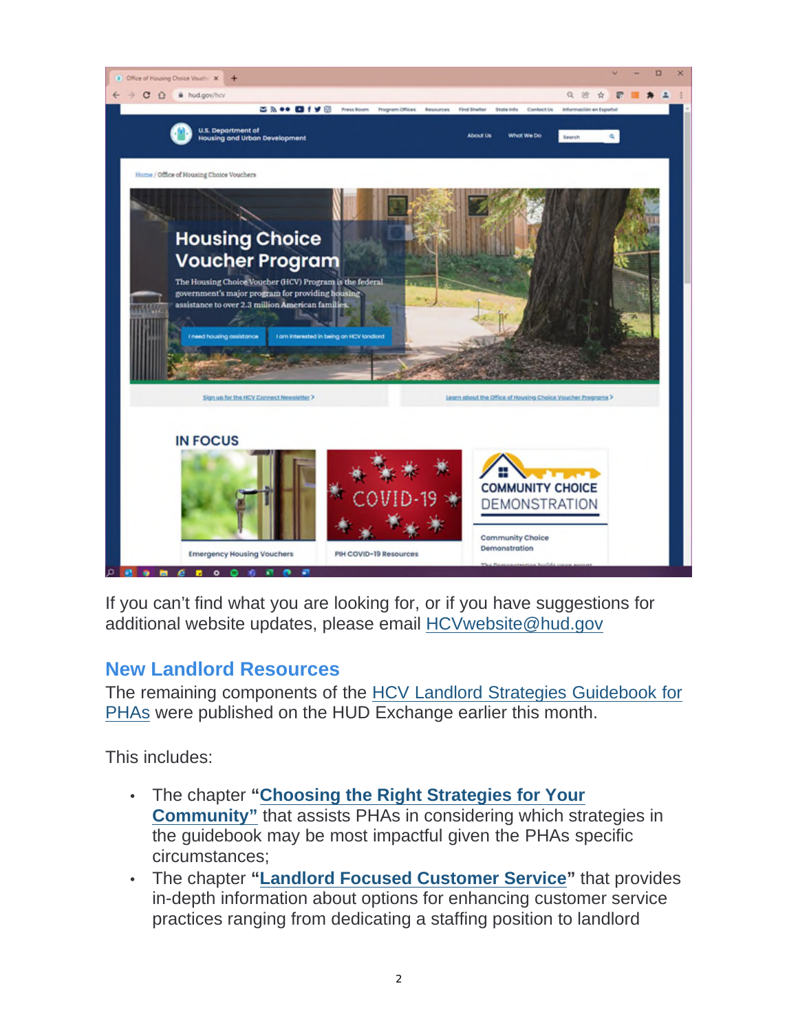If you can't find what you are looking for, or if you have suggestions for additional website updates, please email HCVwebsite@hud.gov

## New Landlord Resources

The remaining components of the HCV Landlord Strategies Guidebook for PHAs were published on the HUD Exchange earlier this month.

This includes:

- The chapter **"Choosing the Right Strategies for Your Community"** that assists PHAs in considering which strategies in the guidebook may be most impactful given the PHAs specific circumstances;
- The chapter **"Landlord Focused Customer Service"** that provides in-depth information about options for enhancing customer service practices ranging from dedicating a staffing position to landlord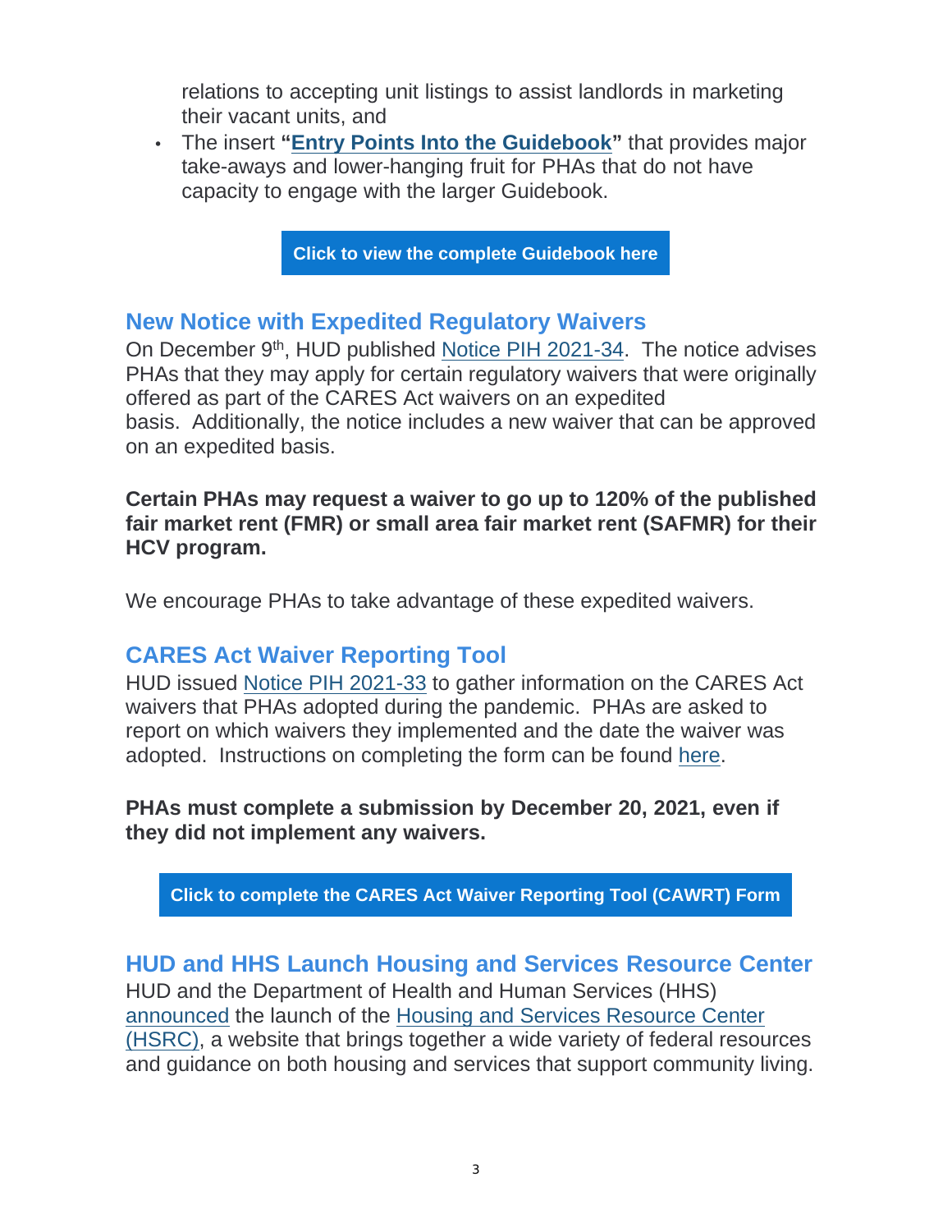relations to accepting unit listings to assist landlords in marketing their vacant units, and

- The insert **"Entry Points Into the Guidebook"** that provides major take-aways and lower-hanging fruit for PHAs that do not have capacity to engage with the larger Guidebook.

**Click to view the complete Guidebook here**

## New Notice with Expedited Regulatory Waivers

On December 9th, HUD published Notice PIH 2021-34. The notice advises PHAs that they may apply for certain regulatory waivers that were originally offered as part of the CARES Act waivers on an expedited basis. Additionally, the notice includes a new waiver that can be approved on an expedited basis.

**Certain PHAs may request a waiver to go up to 120% of the published fair market rent (FMR) or small area fair market rent (SAFMR) for their HCV program.**

We encourage PHAs to take advantage of these expedited waivers.

## CARES Act Waiver Reporting Tool

HUD issued Notice PIH 2021-33 to gather information on the CARES Act waivers that PHAs adopted during the pandemic. PHAs are asked to report on which waivers they implemented and the date the waiver was adopted. Instructions on completing the form can be found here.

**PHAs must complete a submission by December 20, 2021, even if they did not implement any waivers.**

**Click to complete the CARES Act Waiver Reporting Tool (CAWRT) Form**

## HUD and HHS Launch Housing and Services Resource Center

HUD and the Department of Health and Human Services (HHS) announced the launch of the Housing and Services Resource Center (HSRC), a website that brings together a wide variety of federal resources and guidance on both housing and services that support community living.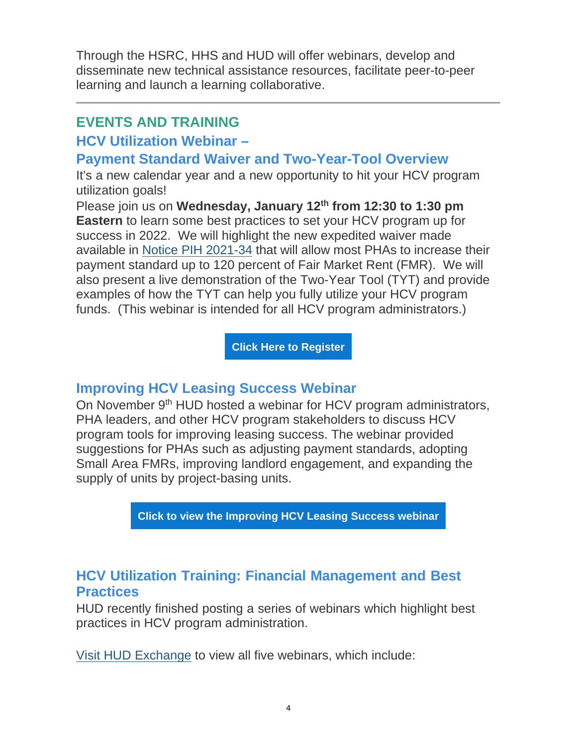Through the HSRC, HHS and HUD will offer webinars, develop and disseminate new technical assistance resources, facilitate peer-to-peer learning and launch a learning collaborative.

---

## EVENTS AND TRAINING

### HCV Utilization Webinar – Payment Standard Waiver and Two-Year-Tool Overview

It's a new calendar year and a new opportunity to hit your HCV program utilization goals!

Please join us on **Wednesday, January 12th from 12:30 to 1:30 pm Eastern** to learn some best practices to set your HCV program up for success in 2022. We will highlight the new expedited waiver made available in Notice PIH 2021-34 that will allow most PHAs to increase their payment standard up to 120 percent of Fair Market Rent (FMR). We will also present a live demonstration of the Two-Year Tool (TYT) and provide examples of how the TYT can help you fully utilize your HCV program funds. (This webinar is intended for all HCV program administrators.)

**Click Here to Register**

### Improving HCV Leasing Success Webinar

On November 9th HUD hosted a webinar for HCV program administrators, PHA leaders, and other HCV program stakeholders to discuss HCV program tools for improving leasing success. The webinar provided suggestions for PHAs such as adjusting payment standards, adopting Small Area FMRs, improving landlord engagement, and expanding the supply of units by project-basing units.

**Click to view the Improving HCV Leasing Success webinar**

### HCV Utilization Training: Financial Management and Best Practices

HUD recently finished posting a series of webinars which highlight best practices in HCV program administration.

Visit HUD Exchange to view all five webinars, which include: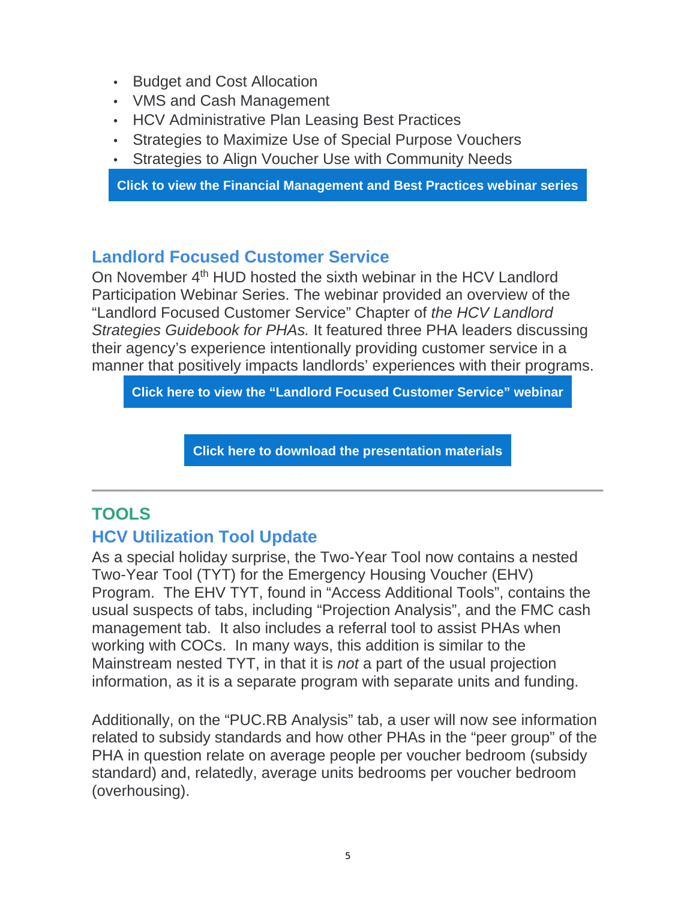- Budget and Cost Allocation
- VMS and Cash Management
- HCV Administrative Plan Leasing Best Practices
- Strategies to Maximize Use of Special Purpose Vouchers
- Strategies to Align Voucher Use with Community Needs

**Click to view the Financial Management and Best Practices webinar series**

## Landlord Focused Customer Service

On November 4th HUD hosted the sixth webinar in the HCV Landlord Participation Webinar Series. The webinar provided an overview of the "Landlord Focused Customer Service" Chapter of *the HCV Landlord Strategies Guidebook for PHAs.* It featured three PHA leaders discussing their agency's experience intentionally providing customer service in a manner that positively impacts landlords' experiences with their programs.

**Click here to view the "Landlord Focused Customer Service" webinar**

**Click here to download the presentation materials**

---

# TOOLS

## HCV Utilization Tool Update

As a special holiday surprise, the Two-Year Tool now contains a nested Two-Year Tool (TYT) for the Emergency Housing Voucher (EHV) Program. The EHV TYT, found in "Access Additional Tools", contains the usual suspects of tabs, including "Projection Analysis", and the FMC cash management tab. It also includes a referral tool to assist PHAs when working with COCs. In many ways, this addition is similar to the Mainstream nested TYT, in that it is *not* a part of the usual projection information, as it is a separate program with separate units and funding.

Additionally, on the "PUC.RB Analysis" tab, a user will now see information related to subsidy standards and how other PHAs in the "peer group" of the PHA in question relate on average people per voucher bedroom (subsidy standard) and, relatedly, average units bedrooms per voucher bedroom (overhousing).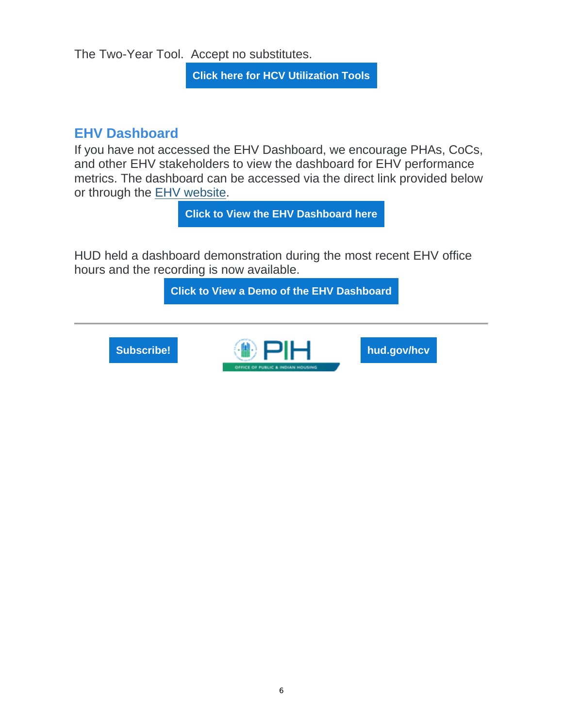The Two-Year Tool.  Accept no substitutes.

**Click here for HCV Utilization Tools**

## EHV Dashboard

If you have not accessed the EHV Dashboard, we encourage PHAs, CoCs, and other EHV stakeholders to view the dashboard for EHV performance metrics. The dashboard can be accessed via the direct link provided below or through the EHV website.

**Click to View the EHV Dashboard here**

HUD held a dashboard demonstration during the most recent EHV office hours and the recording is now available.

**Click to View a Demo of the EHV Dashboard**

---

**Subscribe!**

PIH

OFFICE OF PUBLIC & INDIAN HOUSING

**hud.gov/hcv**